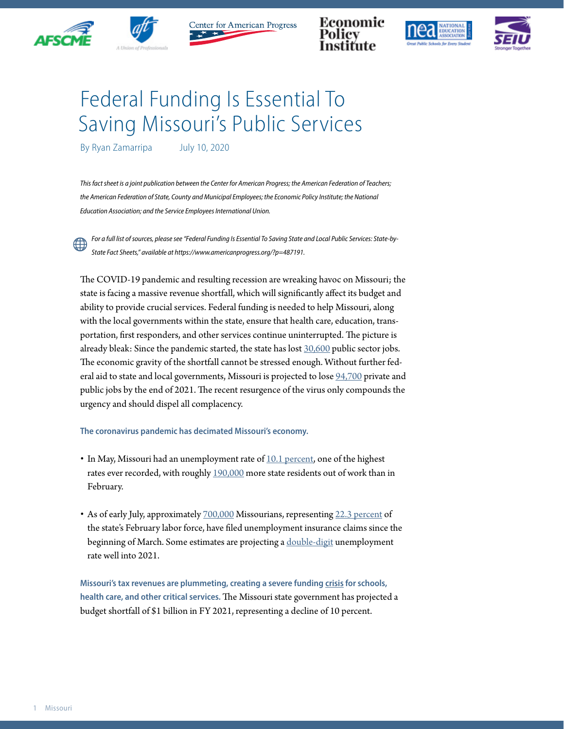# Federal Funding Is Essential To Saving Missouri's Public Services

By Ryan Zamarripa July 10, 2020

*This fact sheet is a joint publication between the Center for American Progress; the American Federation of Teachers; the American Federation of State, County and Municipal Employees; the Economic Policy Institute; the National Education Association; and the Service Employees International Union.*

*For a full list of sources, please see "Federal Funding Is Essential To Saving State and Local Public Services: State-by-State Fact Sheets," available at https://www.americanprogress.org/?p=487191.*

The COVID-19 pandemic and resulting recession are wreaking havoc on Missouri; the state is facing a massive revenue shortfall, which will significantly affect its budget and ability to provide crucial services. Federal funding is needed to help Missouri, along with the local governments within the state, ensure that health care, education, transportation, first responders, and other services continue uninterrupted. The picture is already bleak: Since the pandemic started, the state has lost 30,600 public sector jobs. The economic gravity of the shortfall cannot be stressed enough. Without further federal aid to state and local governments, Missouri is projected to lose 94,700 private and public jobs by the end of 2021. The recent resurgence of the virus only compounds the urgency and should dispel all complacency.

**The coronavirus pandemic has decimated Missouri's economy.**

- In May, Missouri had an unemployment rate of 10.1 percent, one of the highest rates ever recorded, with roughly 190,000 more state residents out of work than in February.
- As of early July, approximately 700,000 Missourians, representing 22.3 percent of the state's February labor force, have filed unemployment insurance claims since the beginning of March. Some estimates are projecting a double-digit unemployment rate well into 2021.

**Missouri's tax revenues are plummeting, creating a severe funding crisis for schools, health care, and other critical services.** The Missouri state government has projected a budget shortfall of $1 billion in FY 2021, representing a decline of 10 percent.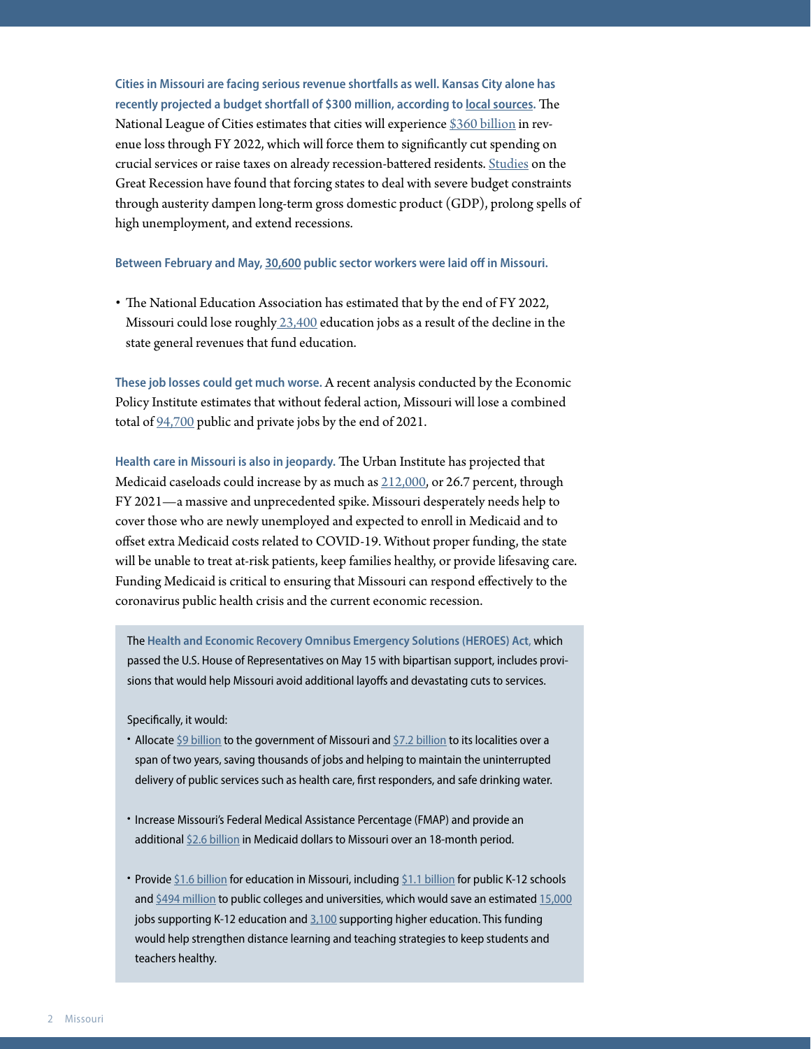**Cities in Missouri are facing serious revenue shortfalls as well. Kansas City alone has recently projected a budget shortfall of $300 million, according to local sources.** The National League of Cities estimates that cities will experience $360 billion in revenue loss through FY 2022, which will force them to significantly cut spending on crucial services or raise taxes on already recession-battered residents. Studies on the Great Recession have found that forcing states to deal with severe budget constraints through austerity dampen long-term gross domestic product (GDP), prolong spells of high unemployment, and extend recessions.

**Between February and May, 30,600 public sector workers were laid off in Missouri.**

- The National Education Association has estimated that by the end of FY 2022, Missouri could lose roughly 23,400 education jobs as a result of the decline in the state general revenues that fund education.

**These job losses could get much worse.** A recent analysis conducted by the Economic Policy Institute estimates that without federal action, Missouri will lose a combined total of 94,700 public and private jobs by the end of 2021.

**Health care in Missouri is also in jeopardy.** The Urban Institute has projected that Medicaid caseloads could increase by as much as 212,000, or 26.7 percent, through FY 2021—a massive and unprecedented spike. Missouri desperately needs help to cover those who are newly unemployed and expected to enroll in Medicaid and to offset extra Medicaid costs related to COVID-19. Without proper funding, the state will be unable to treat at-risk patients, keep families healthy, or provide lifesaving care. Funding Medicaid is critical to ensuring that Missouri can respond effectively to the coronavirus public health crisis and the current economic recession.

The **Health and Economic Recovery Omnibus Emergency Solutions (HEROES) Act,** which passed the U.S. House of Representatives on May 15 with bipartisan support, includes provisions that would help Missouri avoid additional layoffs and devastating cuts to services.

Specifically, it would:

- Allocate $9 billion to the government of Missouri and $7.2 billion to its localities over a span of two years, saving thousands of jobs and helping to maintain the uninterrupted delivery of public services such as health care, first responders, and safe drinking water.
- Increase Missouri's Federal Medical Assistance Percentage (FMAP) and provide an additional $2.6 billion in Medicaid dollars to Missouri over an 18-month period.
- Provide $1.6 billion for education in Missouri, including $1.1 billion for public K-12 schools and $494 million to public colleges and universities, which would save an estimated 15,000 jobs supporting K-12 education and 3,100 supporting higher education. This funding would help strengthen distance learning and teaching strategies to keep students and teachers healthy.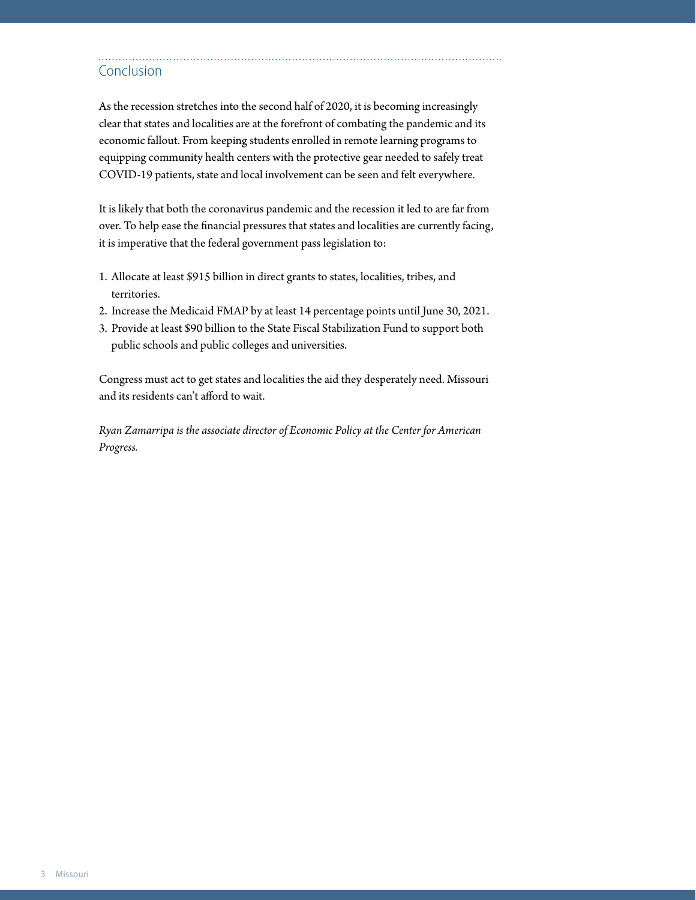## Conclusion

As the recession stretches into the second half of 2020, it is becoming increasingly clear that states and localities are at the forefront of combating the pandemic and its economic fallout. From keeping students enrolled in remote learning programs to equipping community health centers with the protective gear needed to safely treat COVID-19 patients, state and local involvement can be seen and felt everywhere.

It is likely that both the coronavirus pandemic and the recession it led to are far from over. To help ease the financial pressures that states and localities are currently facing, it is imperative that the federal government pass legislation to:

1. Allocate at least $915 billion in direct grants to states, localities, tribes, and territories.
2. Increase the Medicaid FMAP by at least 14 percentage points until June 30, 2021.
3. Provide at least $90 billion to the State Fiscal Stabilization Fund to support both public schools and public colleges and universities.

Congress must act to get states and localities the aid they desperately need. Missouri and its residents can't afford to wait.

*Ryan Zamarripa is the associate director of Economic Policy at the Center for American Progress.*